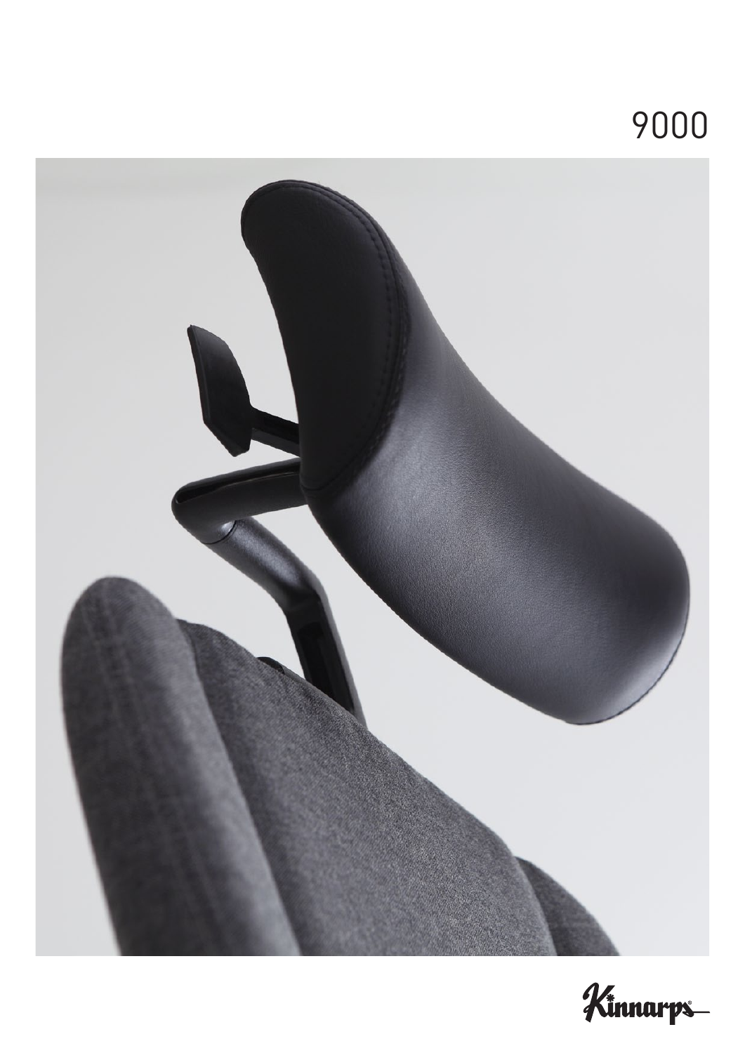# 9000

Kinnarps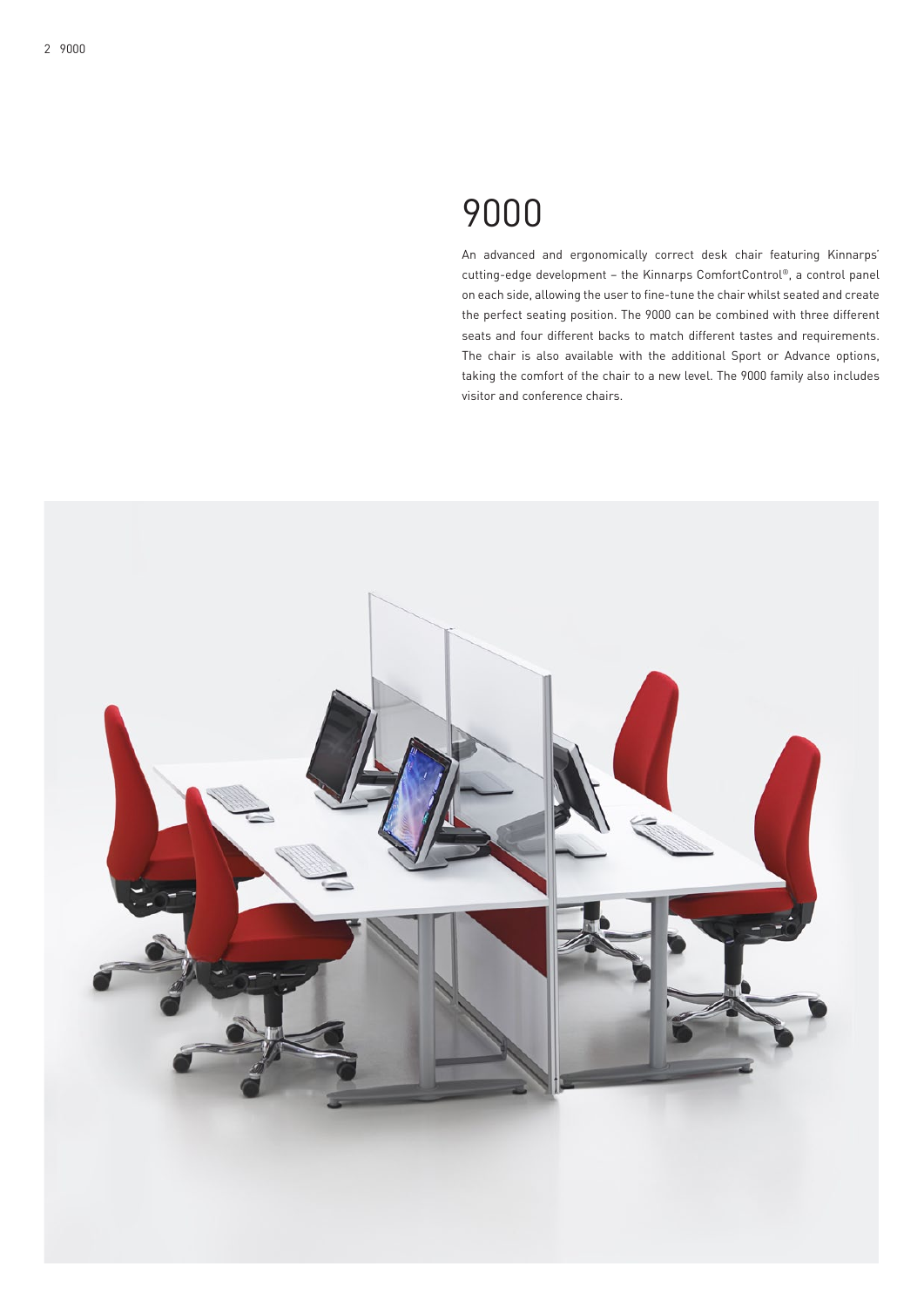# 9000

An advanced and ergonomically correct desk chair featuring Kinnarps' cutting-edge development – the Kinnarps ComfortControl®, a control panel on each side, allowing the user to fine-tune the chair whilst seated and create the perfect seating position. The 9000 can be combined with three different seats and four different backs to match different tastes and requirements. The chair is also available with the additional Sport or Advance options, taking the comfort of the chair to a new level. The 9000 family also includes visitor and conference chairs.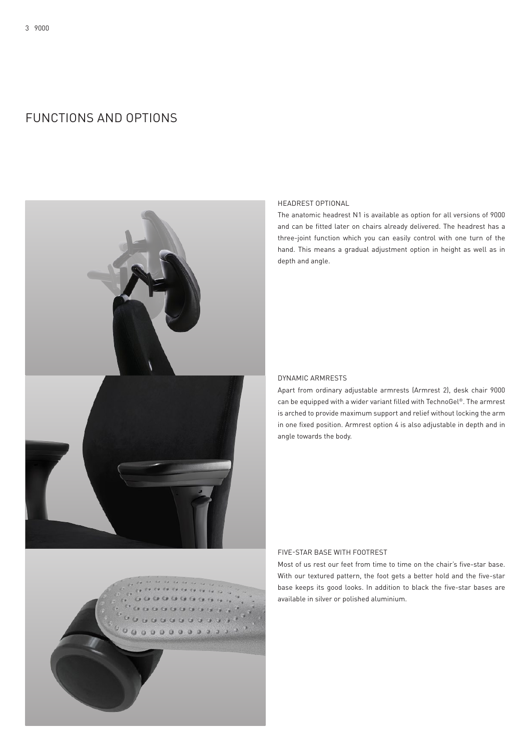# FUNCTIONS AND OPTIONS

## HEADREST OPTIONAL

The anatomic headrest N1 is available as option for all versions of 9000 and can be fitted later on chairs already delivered. The headrest has a three-joint function which you can easily control with one turn of the hand. This means a gradual adjustment option in height as well as in depth and angle.

## DYNAMIC ARMRESTS

Apart from ordinary adjustable armrests (Armrest 2), desk chair 9000 can be equipped with a wider variant filled with TechnoGel®. The armrest is arched to provide maximum support and relief without locking the arm in one fixed position. Armrest option 4 is also adjustable in depth and in angle towards the body.

## FIVE-STAR BASE WITH FOOTREST

Most of us rest our feet from time to time on the chair's five-star base. With our textured pattern, the foot gets a better hold and the five-star base keeps its good looks. In addition to black the five-star bases are available in silver or polished aluminium.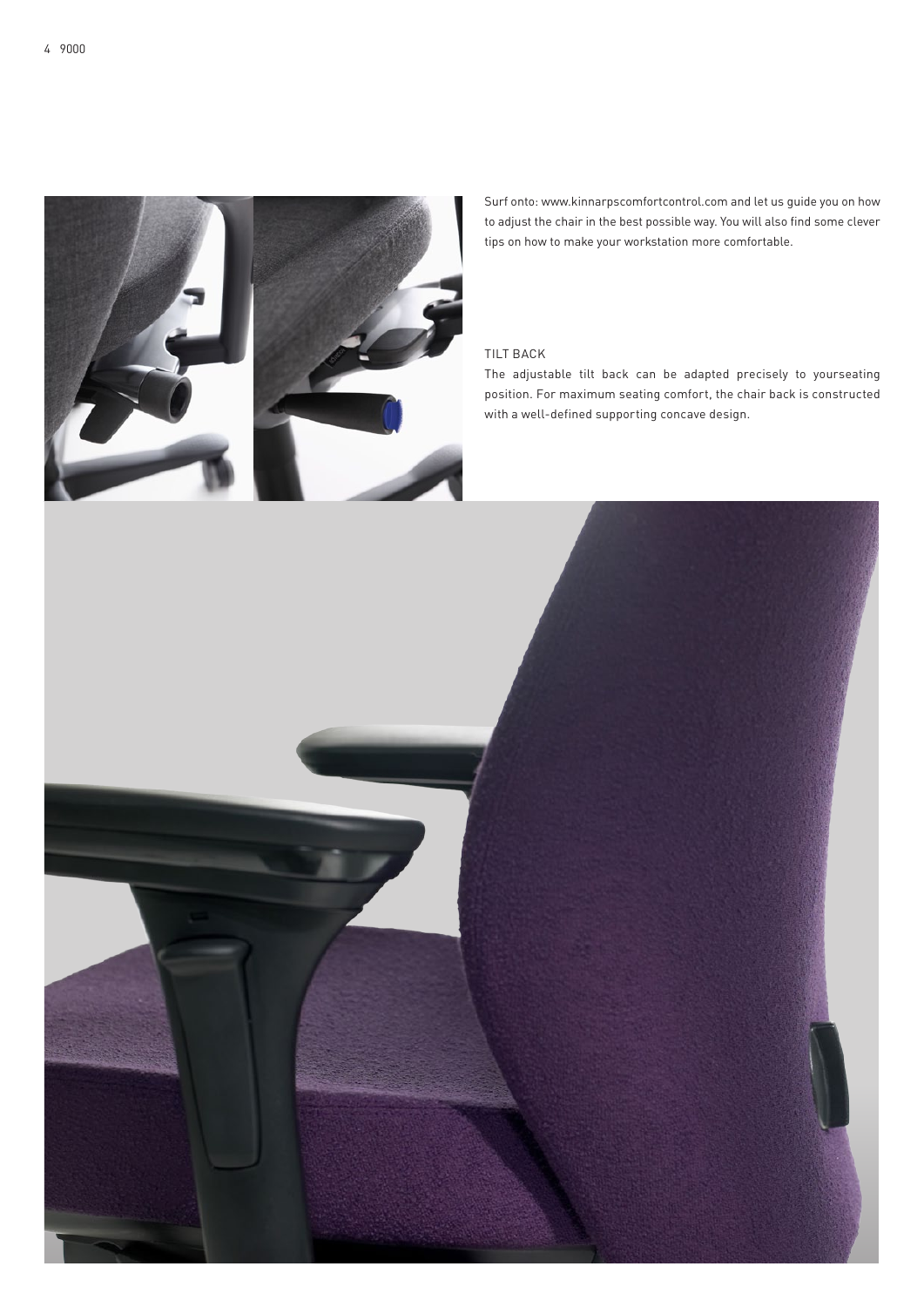Surf onto: www.kinnarpscomfortcontrol.com and let us guide you on how to adjust the chair in the best possible way. You will also find some clever tips on how to make your workstation more comfortable.

## TILT BACK

The adjustable tilt back can be adapted precisely to yourseating position. For maximum seating comfort, the chair back is constructed with a well-defined supporting concave design.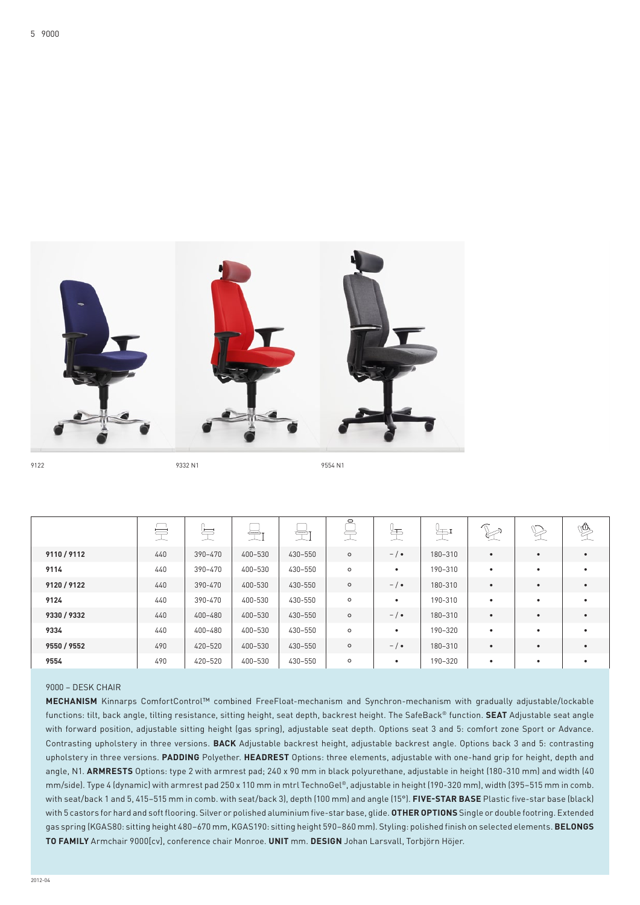9122 9332 N1 9554 N1

| | | | | | | | | | | |
|---|---|---|---|---|---|---|---|---|---|---|
| **9110 / 9112** | 440 | 390–470 | 400–530 | 430–550 | ○ | – / • | 180–310 | • | • | • |
| **9114** | 440 | 390–470 | 400–530 | 430–550 | ○ | • | 190–310 | • | • | • |
| **9120 / 9122** | 440 | 390–470 | 400–530 | 430–550 | ○ | – / • | 180–310 | • | • | • |
| **9124** | 440 | 390–470 | 400–530 | 430–550 | ○ | • | 190–310 | • | • | • |
| **9330 / 9332** | 440 | 400–480 | 400–530 | 430–550 | ○ | – / • | 180–310 | • | • | • |
| **9334** | 440 | 400–480 | 400–530 | 430–550 | ○ | • | 190–320 | • | • | • |
| **9550 / 9552** | 490 | 420–520 | 400–530 | 430–550 | ○ | – / • | 180–310 | • | • | • |
| **9554** | 490 | 420–520 | 400–530 | 430–550 | ○ | • | 190–320 | • | • | • |

9000 – DESK CHAIR

**MECHANISM** Kinnarps ComfortControl™ combined FreeFloat-mechanism and Synchron-mechanism with gradually adjustable/lockable functions: tilt, back angle, tilting resistance, sitting height, seat depth, backrest height. The SafeBack® function. **SEAT** Adjustable seat angle with forward position, adjustable sitting height (gas spring), adjustable seat depth. Options seat 3 and 5: comfort zone Sport or Advance. Contrasting upholstery in three versions. **BACK** Adjustable backrest height, adjustable backrest angle. Options back 3 and 5: contrasting upholstery in three versions. **PADDING** Polyether. **HEADREST** Options: three elements, adjustable with one-hand grip for height, depth and angle, N1. **ARMRESTS** Options: type 2 with armrest pad; 240 x 90 mm in black polyurethane, adjustable in height (180-310 mm) and width (40 mm/side). Type 4 (dynamic) with armrest pad 250 x 110 mm in mtrl TechnoGel®, adjustable in height (190-320 mm), width (395–515 mm in comb. with seat/back 1 and 5, 415–515 mm in comb. with seat/back 3), depth (100 mm) and angle (15°). **FIVE-STAR BASE** Plastic five-star base (black) with 5 castors for hard and soft flooring. Silver or polished aluminium five-star base, glide. **OTHER OPTIONS** Single or double footring. Extended gas spring (KGAS80: sitting height 480–670 mm, KGAS190: sitting height 590–860 mm). Styling: polished finish on selected elements. **BELONGS TO FAMILY** Armchair 9000[cv], conference chair Monroe. **UNIT** mm. **DESIGN** Johan Larsvall, Torbjörn Höjer.

2012-04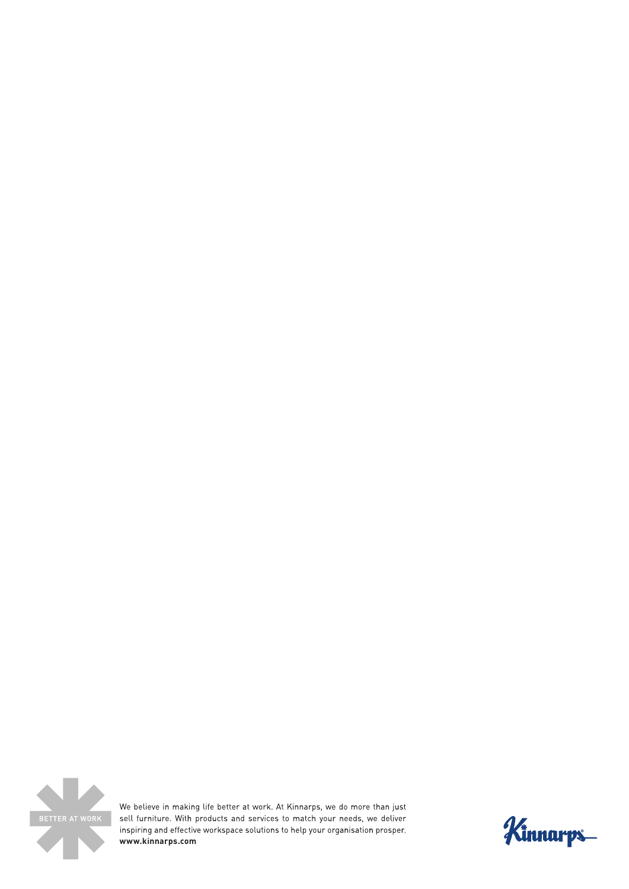BETTER AT WORK

We believe in making life better at work. At Kinnarps, we do more than just sell furniture. With products and services to match your needs, we deliver inspiring and effective workspace solutions to help your organisation prosper.
**www.kinnarps.com**

Kinnarps®